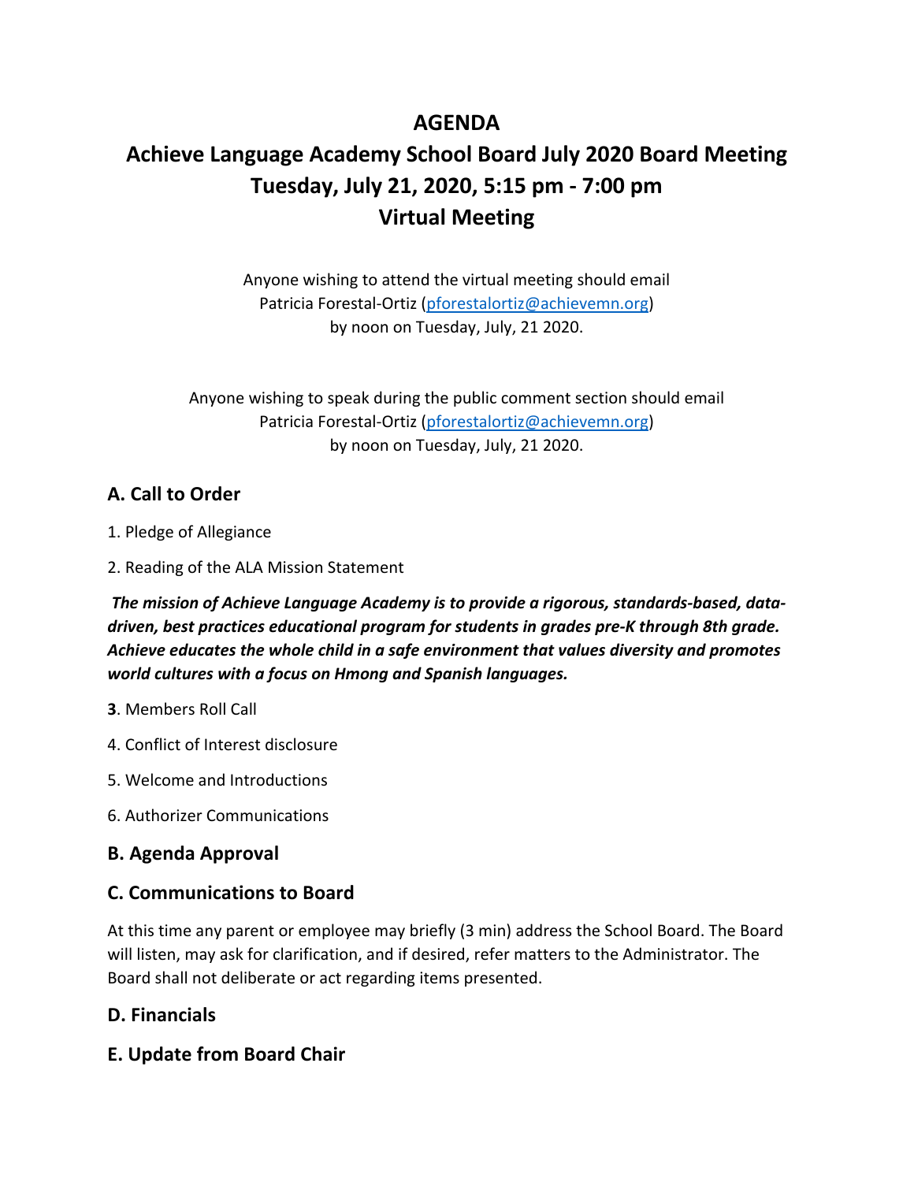# AGENDA

# Achieve Language Academy School Board July 2020 Board Meeting
# Tuesday, July 21, 2020, 5:15 pm - 7:00 pm
# Virtual Meeting

Anyone wishing to attend the virtual meeting should email Patricia Forestal-Ortiz (pforestalortiz@achievemn.org) by noon on Tuesday, July, 21 2020.

Anyone wishing to speak during the public comment section should email Patricia Forestal-Ortiz (pforestalortiz@achievemn.org) by noon on Tuesday, July, 21 2020.

## A. Call to Order

1. Pledge of Allegiance

2. Reading of the ALA Mission Statement

***The mission of Achieve Language Academy is to provide a rigorous, standards-based, data-driven, best practices educational program for students in grades pre-K through 8th grade. Achieve educates the whole child in a safe environment that values diversity and promotes world cultures with a focus on Hmong and Spanish languages.***

**3**. Members Roll Call

4. Conflict of Interest disclosure

5. Welcome and Introductions

6. Authorizer Communications

## B. Agenda Approval

## C. Communications to Board

At this time any parent or employee may briefly (3 min) address the School Board. The Board will listen, may ask for clarification, and if desired, refer matters to the Administrator. The Board shall not deliberate or act regarding items presented.

## D. Financials

## E. Update from Board Chair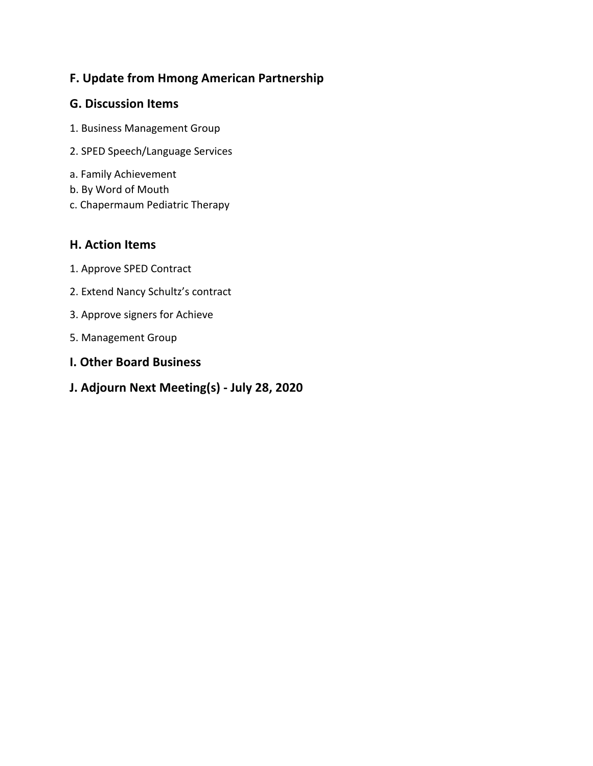## F. Update from Hmong American Partnership

## G. Discussion Items

1. Business Management Group

2. SPED Speech/Language Services

a. Family Achievement
b. By Word of Mouth
c. Chapermaum Pediatric Therapy

## H. Action Items

1. Approve SPED Contract

2. Extend Nancy Schultz's contract

3. Approve signers for Achieve

5. Management Group

## I. Other Board Business

## J. Adjourn Next Meeting(s) - July 28, 2020